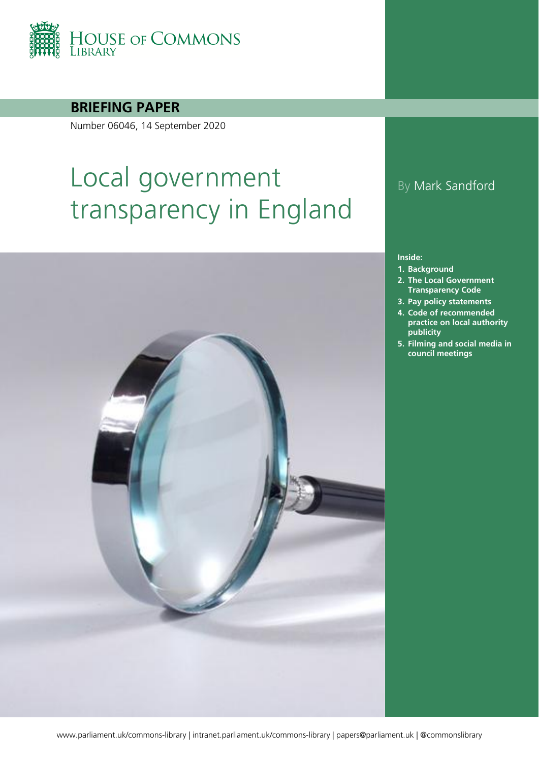HOUSE OF COMMONS LIBRARY

**BRIEFING PAPER**

Number 06046, 14 September 2020

# Local government transparency in England

By Mark Sandford

**Inside:**

1. **Background**
2. **The Local Government Transparency Code**
3. **Pay policy statements**
4. **Code of recommended practice on local authority publicity**
5. **Filming and social media in council meetings**

www.parliament.uk/commons-library | intranet.parliament.uk/commons-library | papers@parliament.uk | @commonslibrary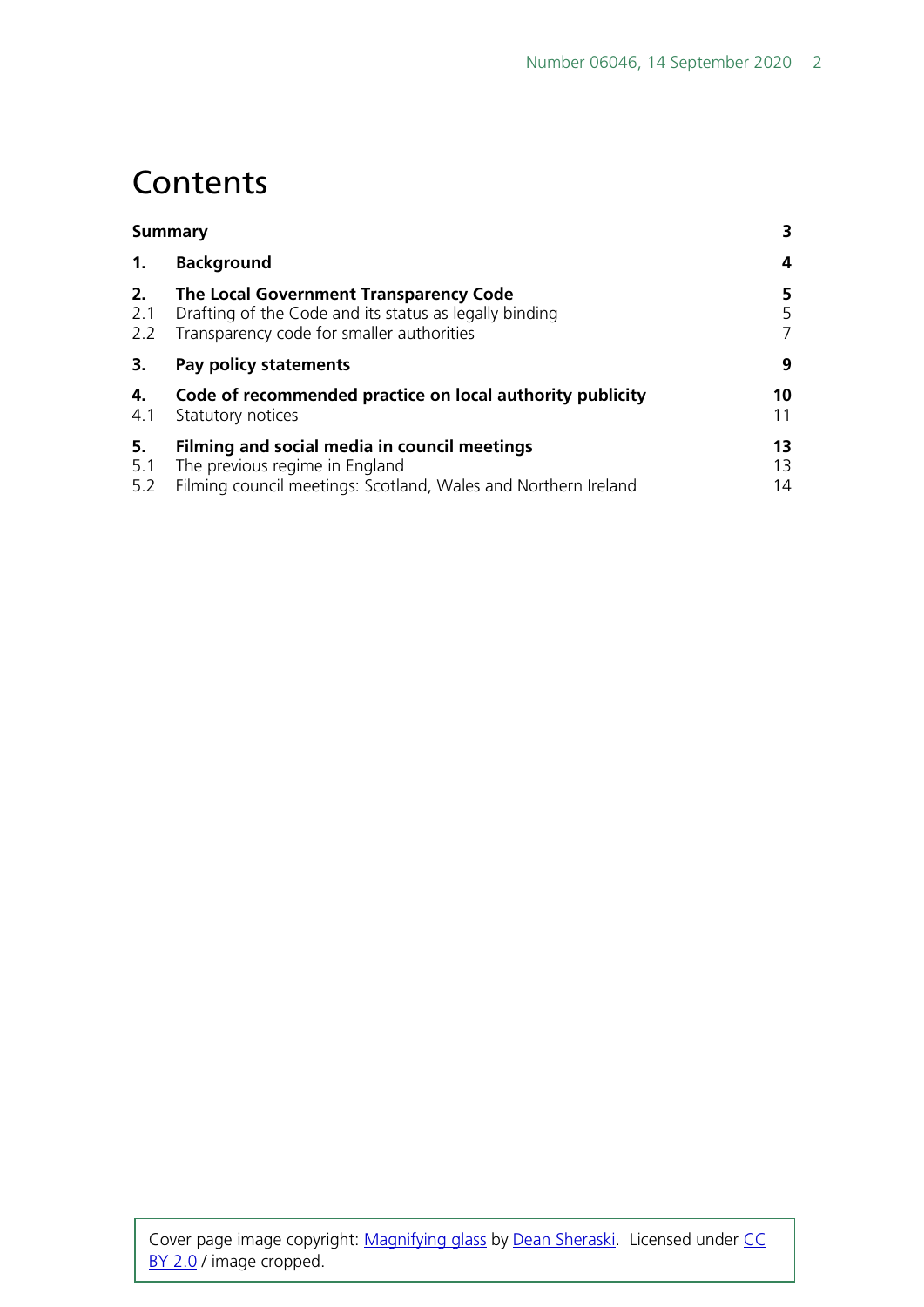# Contents

| | | |
|---|---|---|
| **Summary** | | **3** |
| **1.** | **Background** | **4** |
| **2.** | **The Local Government Transparency Code** | **5** |
| 2.1 | Drafting of the Code and its status as legally binding | 5 |
| 2.2 | Transparency code for smaller authorities | 7 |
| **3.** | **Pay policy statements** | **9** |
| **4.** | **Code of recommended practice on local authority publicity** | **10** |
| 4.1 | Statutory notices | 11 |
| **5.** | **Filming and social media in council meetings** | **13** |
| 5.1 | The previous regime in England | 13 |
| 5.2 | Filming council meetings: Scotland, Wales and Northern Ireland | 14 |

Cover page image copyright: Magnifying glass by Dean Sheraski. Licensed under CC BY 2.0 / image cropped.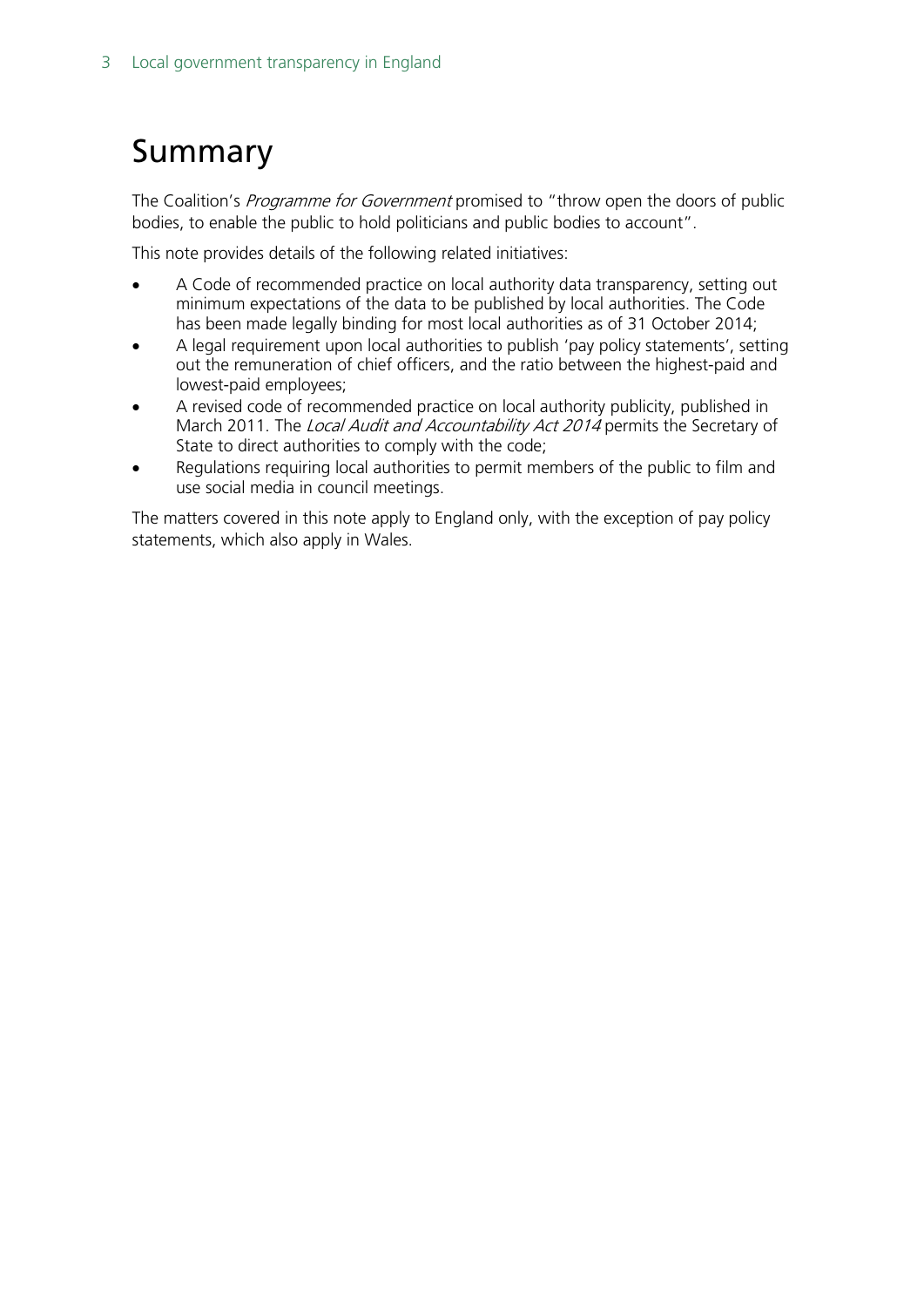# Summary

The Coalition's *Programme for Government* promised to "throw open the doors of public bodies, to enable the public to hold politicians and public bodies to account".

This note provides details of the following related initiatives:

- A Code of recommended practice on local authority data transparency, setting out minimum expectations of the data to be published by local authorities. The Code has been made legally binding for most local authorities as of 31 October 2014;
- A legal requirement upon local authorities to publish 'pay policy statements', setting out the remuneration of chief officers, and the ratio between the highest-paid and lowest-paid employees;
- A revised code of recommended practice on local authority publicity, published in March 2011. The *Local Audit and Accountability Act 2014* permits the Secretary of State to direct authorities to comply with the code;
- Regulations requiring local authorities to permit members of the public to film and use social media in council meetings.

The matters covered in this note apply to England only, with the exception of pay policy statements, which also apply in Wales.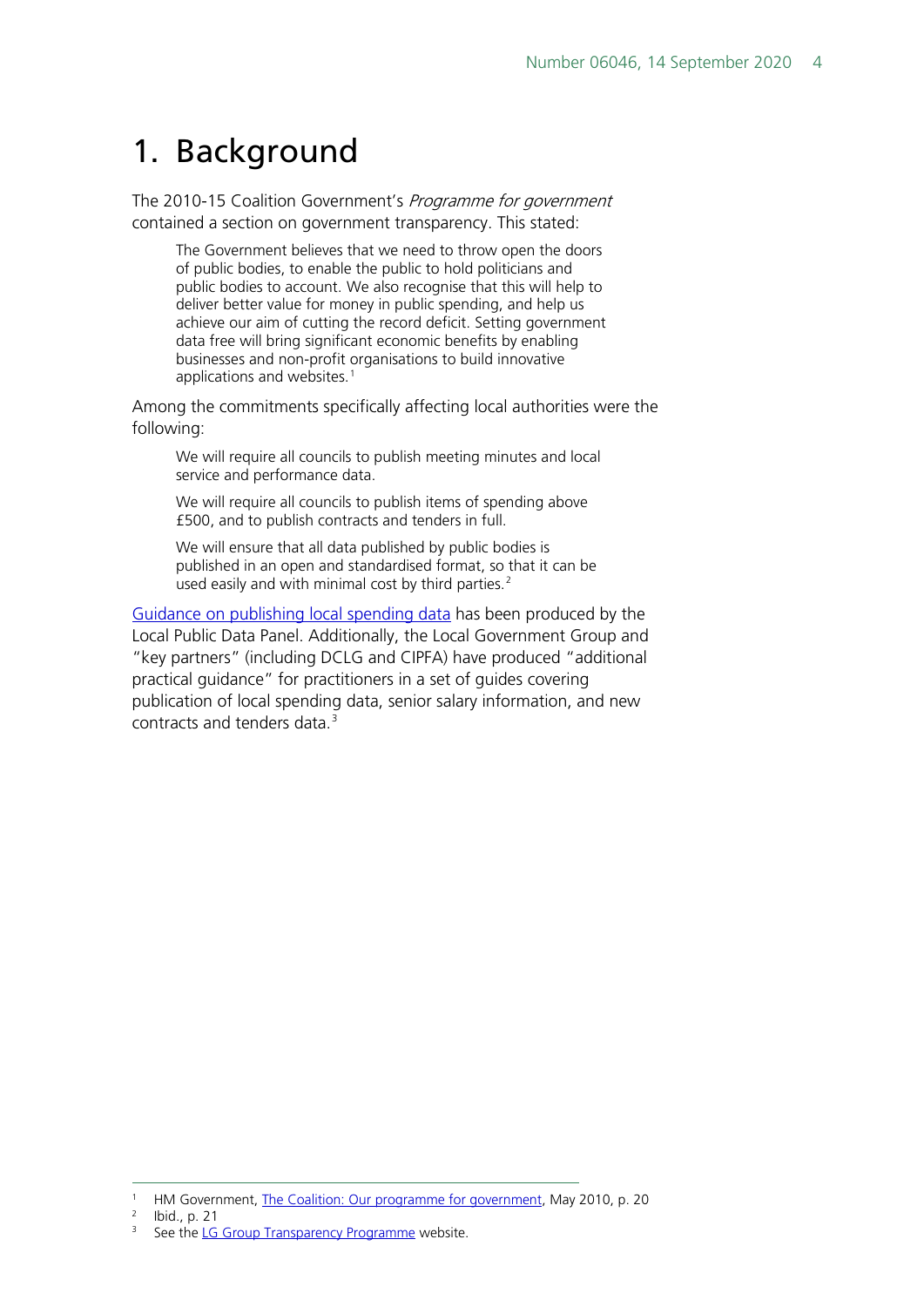# 1. Background

The 2010-15 Coalition Government's *Programme for government* contained a section on government transparency. This stated:

> The Government believes that we need to throw open the doors of public bodies, to enable the public to hold politicians and public bodies to account. We also recognise that this will help to deliver better value for money in public spending, and help us achieve our aim of cutting the record deficit. Setting government data free will bring significant economic benefits by enabling businesses and non-profit organisations to build innovative applications and websites.[1]

Among the commitments specifically affecting local authorities were the following:

> We will require all councils to publish meeting minutes and local service and performance data.
>
> We will require all councils to publish items of spending above £500, and to publish contracts and tenders in full.
>
> We will ensure that all data published by public bodies is published in an open and standardised format, so that it can be used easily and with minimal cost by third parties.[2]

Guidance on publishing local spending data has been produced by the Local Public Data Panel. Additionally, the Local Government Group and "key partners" (including DCLG and CIPFA) have produced "additional practical guidance" for practitioners in a set of guides covering publication of local spending data, senior salary information, and new contracts and tenders data.[3]

---

[1] HM Government, The Coalition: Our programme for government, May 2010, p. 20

[2] Ibid., p. 21

[3] See the LG Group Transparency Programme website.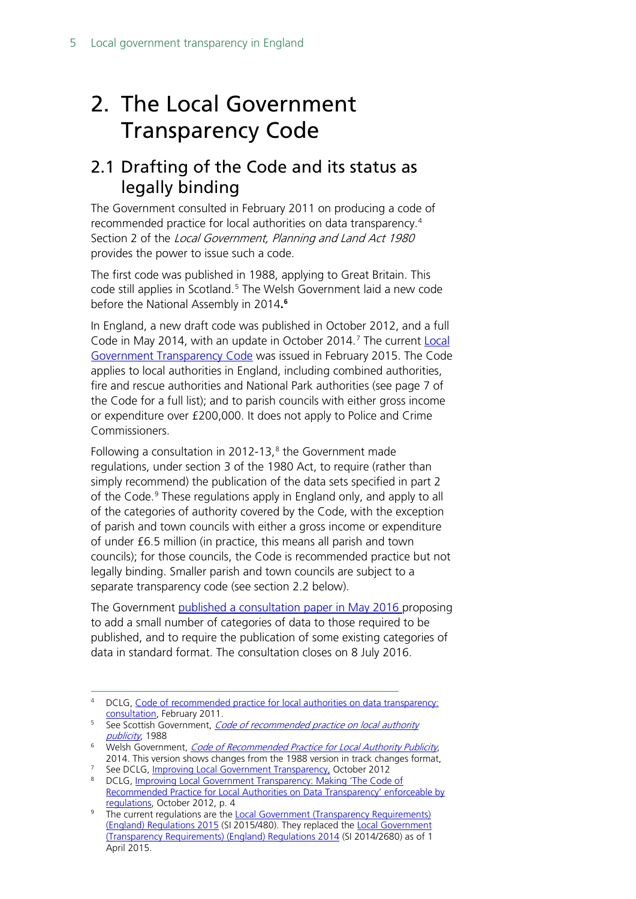# 2. The Local Government Transparency Code

## 2.1 Drafting of the Code and its status as legally binding

The Government consulted in February 2011 on producing a code of recommended practice for local authorities on data transparency.[4] Section 2 of the *Local Government, Planning and Land Act 1980* provides the power to issue such a code.

The first code was published in 1988, applying to Great Britain. This code still applies in Scotland.[5] The Welsh Government laid a new code before the National Assembly in 2014.[6]

In England, a new draft code was published in October 2012, and a full Code in May 2014, with an update in October 2014.[7] The current Local Government Transparency Code was issued in February 2015. The Code applies to local authorities in England, including combined authorities, fire and rescue authorities and National Park authorities (see page 7 of the Code for a full list); and to parish councils with either gross income or expenditure over £200,000. It does not apply to Police and Crime Commissioners.

Following a consultation in 2012-13,[8] the Government made regulations, under section 3 of the 1980 Act, to require (rather than simply recommend) the publication of the data sets specified in part 2 of the Code.[9] These regulations apply in England only, and apply to all of the categories of authority covered by the Code, with the exception of parish and town councils with either a gross income or expenditure of under £6.5 million (in practice, this means all parish and town councils); for those councils, the Code is recommended practice but not legally binding. Smaller parish and town councils are subject to a separate transparency code (see section 2.2 below).

The Government published a consultation paper in May 2016 proposing to add a small number of categories of data to those required to be published, and to require the publication of some existing categories of data in standard format. The consultation closes on 8 July 2016.

---

[4] DCLG, Code of recommended practice for local authorities on data transparency: consultation, February 2011.

[5] See Scottish Government, *Code of recommended practice on local authority publicity*, 1988

[6] Welsh Government, *Code of Recommended Practice for Local Authority Publicity*, 2014. This version shows changes from the 1988 version in track changes format,

[7] See DCLG, Improving Local Government Transparency, October 2012

[8] DCLG, Improving Local Government Transparency: Making 'The Code of Recommended Practice for Local Authorities on Data Transparency' enforceable by regulations, October 2012, p. 4

[9] The current regulations are the Local Government (Transparency Requirements) (England) Regulations 2015 (SI 2015/480). They replaced the Local Government (Transparency Requirements) (England) Regulations 2014 (SI 2014/2680) as of 1 April 2015.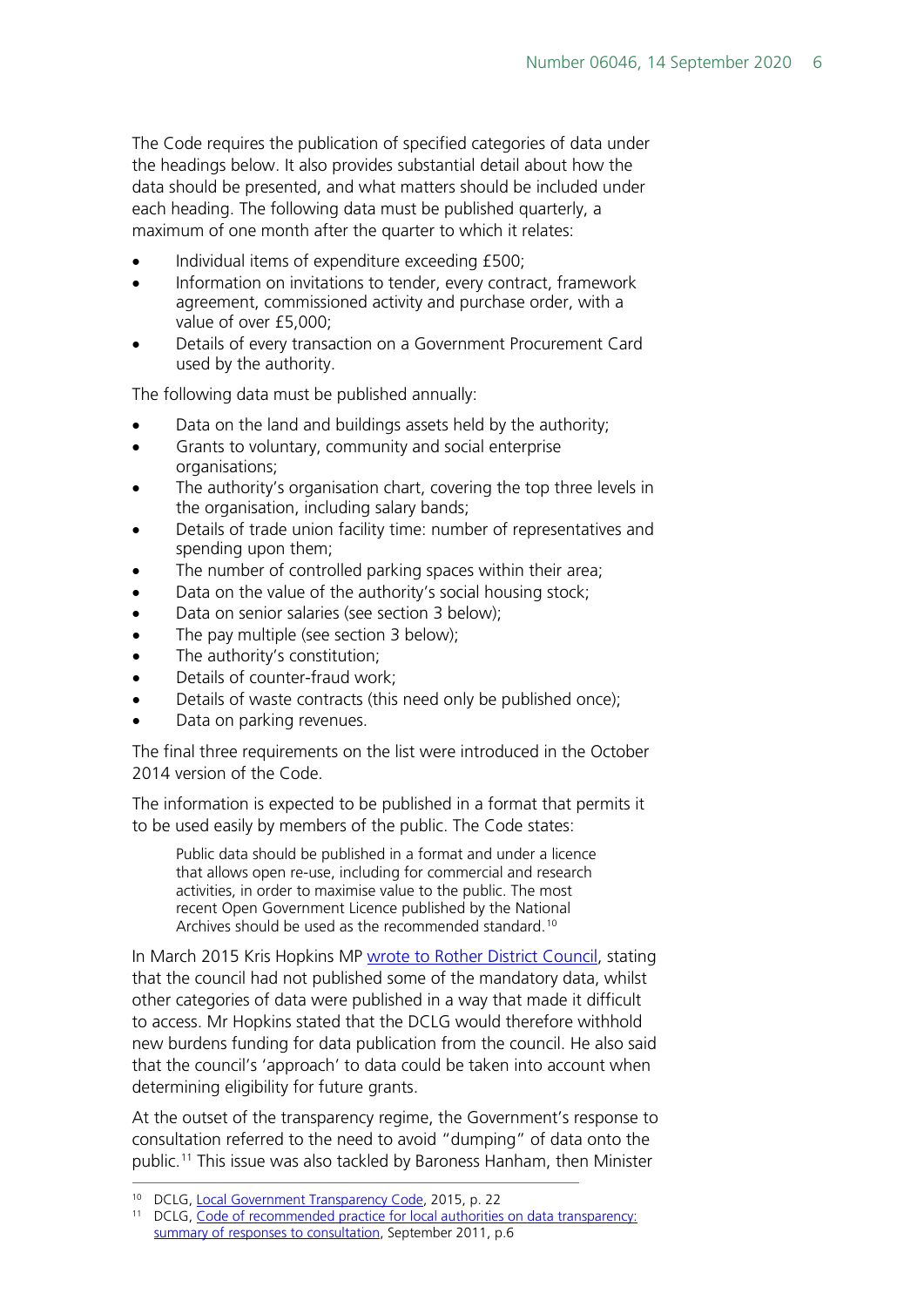The Code requires the publication of specified categories of data under the headings below. It also provides substantial detail about how the data should be presented, and what matters should be included under each heading. The following data must be published quarterly, a maximum of one month after the quarter to which it relates:

- Individual items of expenditure exceeding £500;
- Information on invitations to tender, every contract, framework agreement, commissioned activity and purchase order, with a value of over £5,000;
- Details of every transaction on a Government Procurement Card used by the authority.

The following data must be published annually:

- Data on the land and buildings assets held by the authority;
- Grants to voluntary, community and social enterprise organisations;
- The authority's organisation chart, covering the top three levels in the organisation, including salary bands;
- Details of trade union facility time: number of representatives and spending upon them;
- The number of controlled parking spaces within their area;
- Data on the value of the authority's social housing stock;
- Data on senior salaries (see section 3 below);
- The pay multiple (see section 3 below);
- The authority's constitution;
- Details of counter-fraud work;
- Details of waste contracts (this need only be published once);
- Data on parking revenues.

The final three requirements on the list were introduced in the October 2014 version of the Code.

The information is expected to be published in a format that permits it to be used easily by members of the public. The Code states:

> Public data should be published in a format and under a licence that allows open re-use, including for commercial and research activities, in order to maximise value to the public. The most recent Open Government Licence published by the National Archives should be used as the recommended standard.[10]

In March 2015 Kris Hopkins MP wrote to Rother District Council, stating that the council had not published some of the mandatory data, whilst other categories of data were published in a way that made it difficult to access. Mr Hopkins stated that the DCLG would therefore withhold new burdens funding for data publication from the council. He also said that the council's 'approach' to data could be taken into account when determining eligibility for future grants.

At the outset of the transparency regime, the Government's response to consultation referred to the need to avoid "dumping" of data onto the public.[11] This issue was also tackled by Baroness Hanham, then Minister

[10] DCLG, Local Government Transparency Code, 2015, p. 22

[11] DCLG, Code of recommended practice for local authorities on data transparency: summary of responses to consultation, September 2011, p.6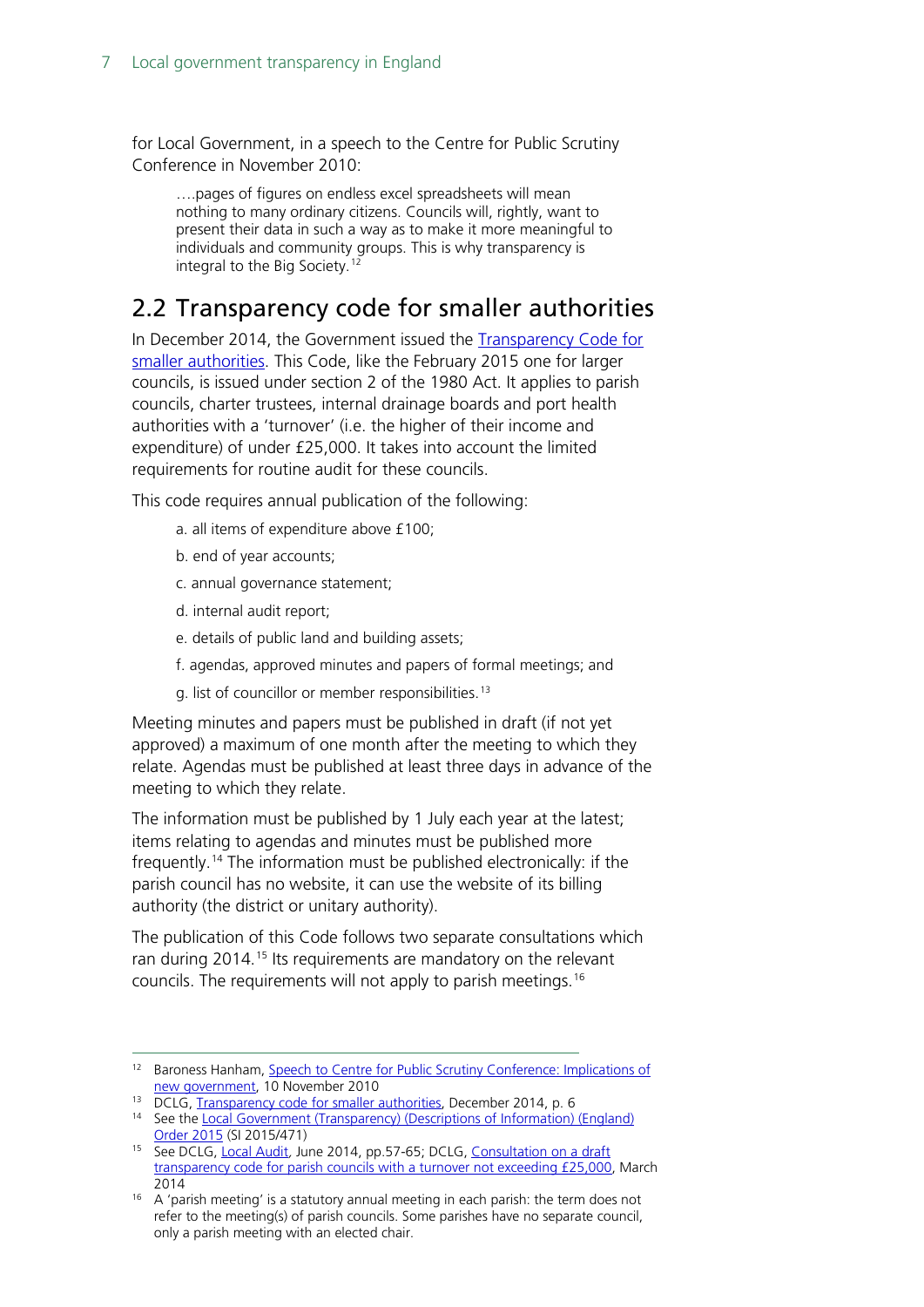for Local Government, in a speech to the Centre for Public Scrutiny Conference in November 2010:

> ….pages of figures on endless excel spreadsheets will mean nothing to many ordinary citizens. Councils will, rightly, want to present their data in such a way as to make it more meaningful to individuals and community groups. This is why transparency is integral to the Big Society.[12]

## 2.2 Transparency code for smaller authorities

In December 2014, the Government issued the Transparency Code for smaller authorities. This Code, like the February 2015 one for larger councils, is issued under section 2 of the 1980 Act. It applies to parish councils, charter trustees, internal drainage boards and port health authorities with a 'turnover' (i.e. the higher of their income and expenditure) of under £25,000. It takes into account the limited requirements for routine audit for these councils.

This code requires annual publication of the following:

a. all items of expenditure above £100;

b. end of year accounts;

c. annual governance statement;

d. internal audit report;

e. details of public land and building assets;

f. agendas, approved minutes and papers of formal meetings; and

g. list of councillor or member responsibilities.[13]

Meeting minutes and papers must be published in draft (if not yet approved) a maximum of one month after the meeting to which they relate. Agendas must be published at least three days in advance of the meeting to which they relate.

The information must be published by 1 July each year at the latest; items relating to agendas and minutes must be published more frequently.[14] The information must be published electronically: if the parish council has no website, it can use the website of its billing authority (the district or unitary authority).

The publication of this Code follows two separate consultations which ran during 2014.[15] Its requirements are mandatory on the relevant councils. The requirements will not apply to parish meetings.[16]

---

[12] Baroness Hanham, Speech to Centre for Public Scrutiny Conference: Implications of new government, 10 November 2010

[13] DCLG, Transparency code for smaller authorities, December 2014, p. 6

[14] See the Local Government (Transparency) (Descriptions of Information) (England) Order 2015 (SI 2015/471)

[15] See DCLG, Local Audit, June 2014, pp.57-65; DCLG, Consultation on a draft transparency code for parish councils with a turnover not exceeding £25,000, March 2014

[16] A 'parish meeting' is a statutory annual meeting in each parish: the term does not refer to the meeting(s) of parish councils. Some parishes have no separate council, only a parish meeting with an elected chair.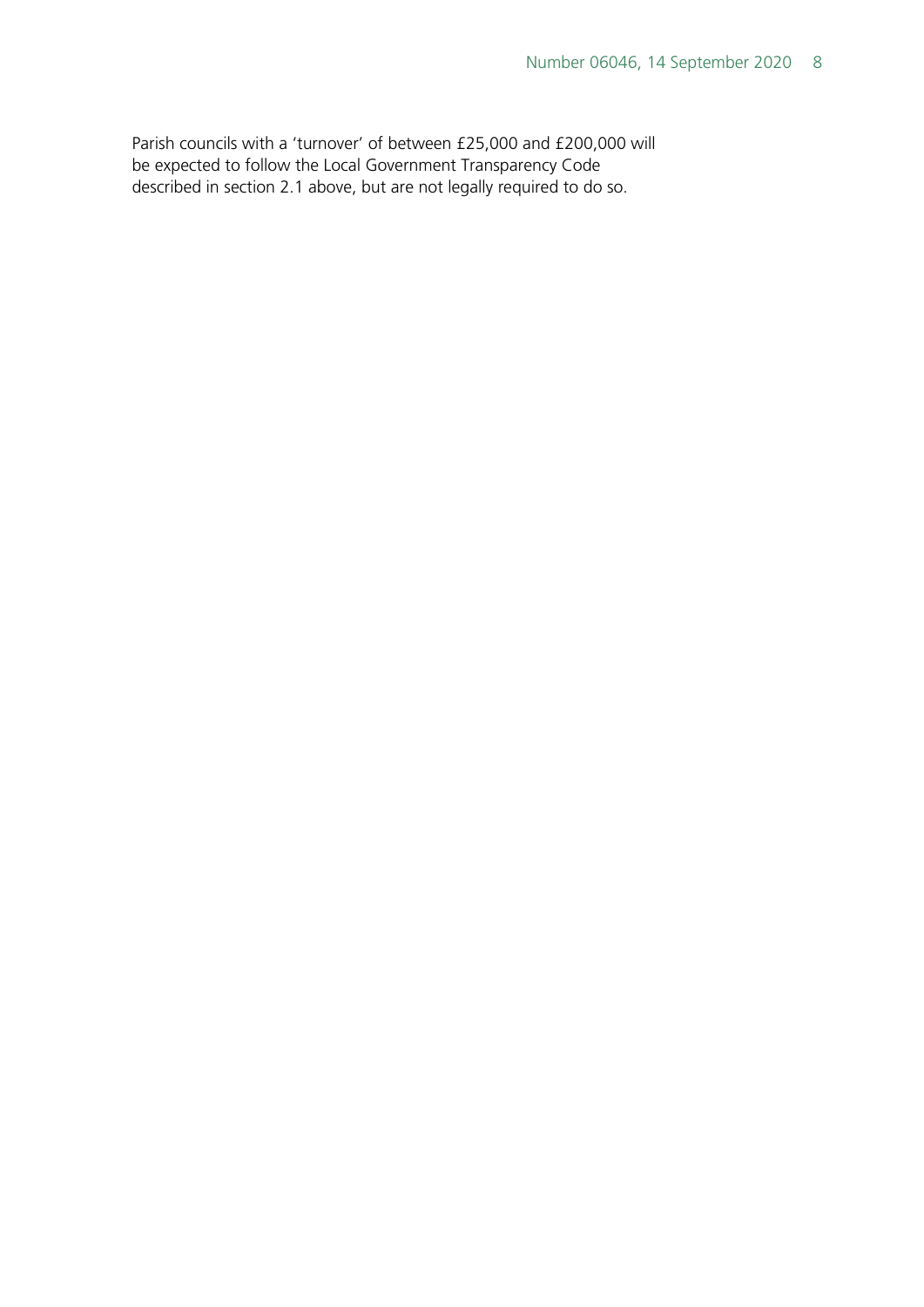Parish councils with a 'turnover' of between £25,000 and £200,000 will be expected to follow the Local Government Transparency Code described in section 2.1 above, but are not legally required to do so.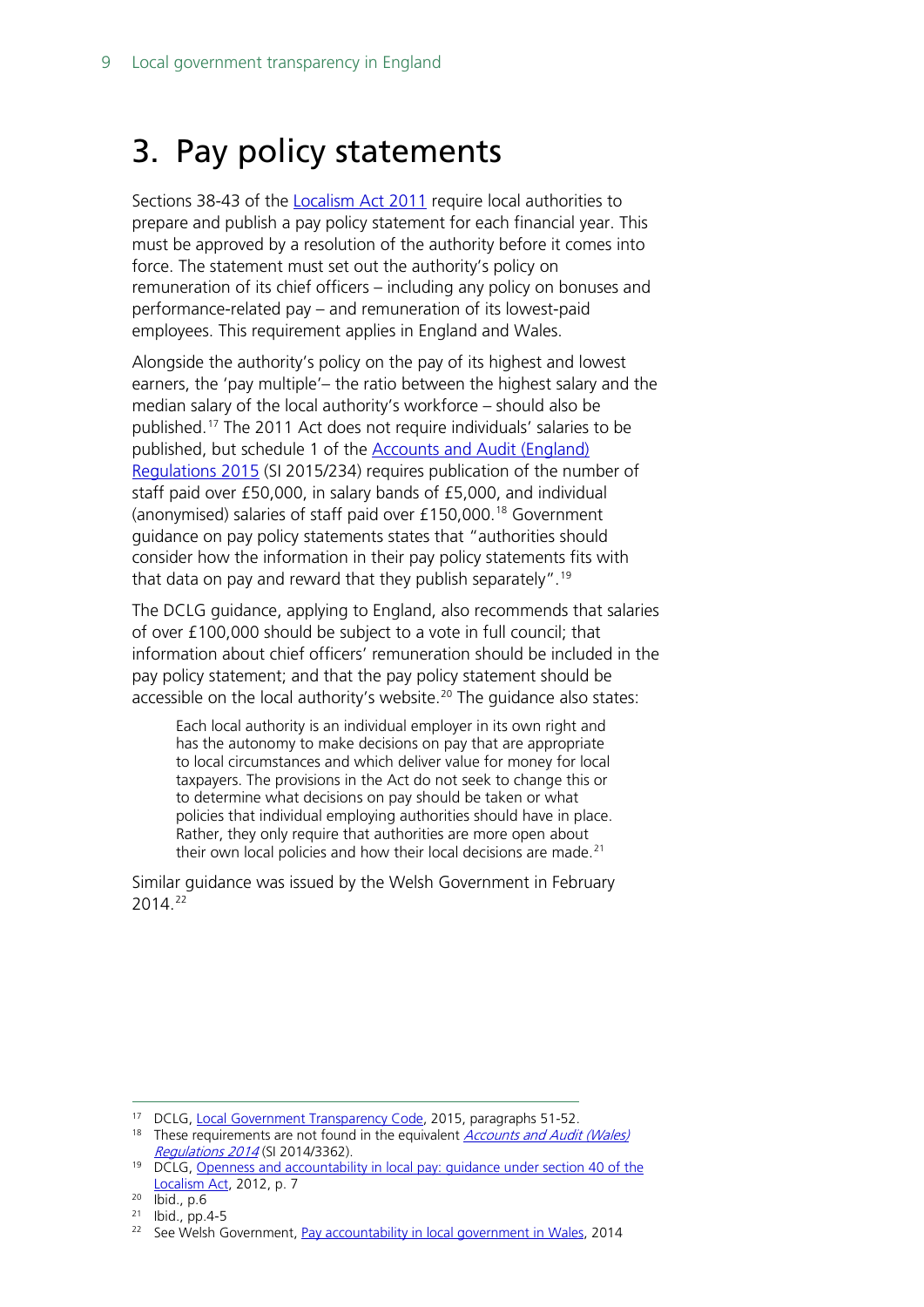# 3. Pay policy statements

Sections 38-43 of the Localism Act 2011 require local authorities to prepare and publish a pay policy statement for each financial year. This must be approved by a resolution of the authority before it comes into force. The statement must set out the authority's policy on remuneration of its chief officers – including any policy on bonuses and performance-related pay – and remuneration of its lowest-paid employees. This requirement applies in England and Wales.

Alongside the authority's policy on the pay of its highest and lowest earners, the 'pay multiple'– the ratio between the highest salary and the median salary of the local authority's workforce – should also be published.[17] The 2011 Act does not require individuals' salaries to be published, but schedule 1 of the Accounts and Audit (England) Regulations 2015 (SI 2015/234) requires publication of the number of staff paid over £50,000, in salary bands of £5,000, and individual (anonymised) salaries of staff paid over £150,000.[18] Government guidance on pay policy statements states that "authorities should consider how the information in their pay policy statements fits with that data on pay and reward that they publish separately".[19]

The DCLG guidance, applying to England, also recommends that salaries of over £100,000 should be subject to a vote in full council; that information about chief officers' remuneration should be included in the pay policy statement; and that the pay policy statement should be accessible on the local authority's website.[20] The guidance also states:

> Each local authority is an individual employer in its own right and has the autonomy to make decisions on pay that are appropriate to local circumstances and which deliver value for money for local taxpayers. The provisions in the Act do not seek to change this or to determine what decisions on pay should be taken or what policies that individual employing authorities should have in place. Rather, they only require that authorities are more open about their own local policies and how their local decisions are made.[21]

Similar guidance was issued by the Welsh Government in February 2014.[22]

---

[17] DCLG, Local Government Transparency Code, 2015, paragraphs 51-52.

[18] These requirements are not found in the equivalent *Accounts and Audit (Wales) Regulations 2014* (SI 2014/3362).

[19] DCLG, Openness and accountability in local pay: guidance under section 40 of the Localism Act, 2012, p. 7

[20] Ibid., p.6

[21] Ibid., pp.4-5

[22] See Welsh Government, Pay accountability in local government in Wales, 2014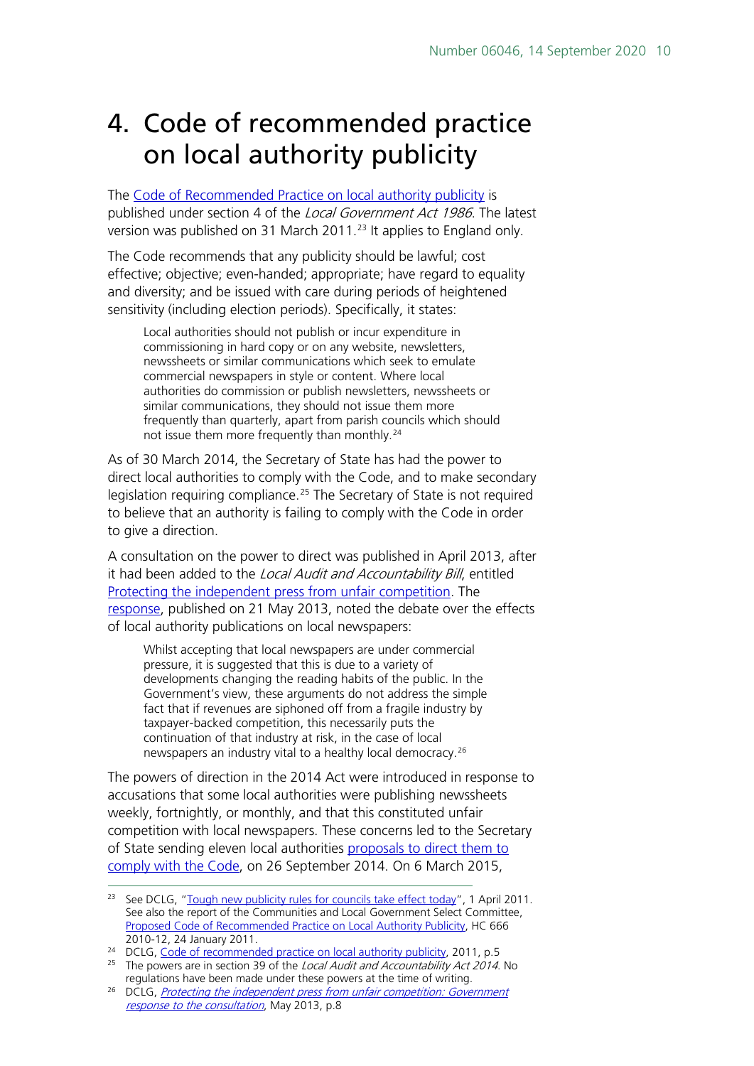# 4. Code of recommended practice on local authority publicity

The Code of Recommended Practice on local authority publicity is published under section 4 of the *Local Government Act 1986*. The latest version was published on 31 March 2011.[23] It applies to England only.

The Code recommends that any publicity should be lawful; cost effective; objective; even-handed; appropriate; have regard to equality and diversity; and be issued with care during periods of heightened sensitivity (including election periods). Specifically, it states:

> Local authorities should not publish or incur expenditure in commissioning in hard copy or on any website, newsletters, newssheets or similar communications which seek to emulate commercial newspapers in style or content. Where local authorities do commission or publish newsletters, newssheets or similar communications, they should not issue them more frequently than quarterly, apart from parish councils which should not issue them more frequently than monthly.[24]

As of 30 March 2014, the Secretary of State has had the power to direct local authorities to comply with the Code, and to make secondary legislation requiring compliance.[25] The Secretary of State is not required to believe that an authority is failing to comply with the Code in order to give a direction.

A consultation on the power to direct was published in April 2013, after it had been added to the *Local Audit and Accountability Bill*, entitled Protecting the independent press from unfair competition. The response, published on 21 May 2013, noted the debate over the effects of local authority publications on local newspapers:

> Whilst accepting that local newspapers are under commercial pressure, it is suggested that this is due to a variety of developments changing the reading habits of the public. In the Government's view, these arguments do not address the simple fact that if revenues are siphoned off from a fragile industry by taxpayer-backed competition, this necessarily puts the continuation of that industry at risk, in the case of local newspapers an industry vital to a healthy local democracy.[26]

The powers of direction in the 2014 Act were introduced in response to accusations that some local authorities were publishing newssheets weekly, fortnightly, or monthly, and that this constituted unfair competition with local newspapers. These concerns led to the Secretary of State sending eleven local authorities proposals to direct them to comply with the Code, on 26 September 2014. On 6 March 2015,

---

[23] See DCLG, "Tough new publicity rules for councils take effect today", 1 April 2011. See also the report of the Communities and Local Government Select Committee, Proposed Code of Recommended Practice on Local Authority Publicity, HC 666 2010-12, 24 January 2011.

[24] DCLG, Code of recommended practice on local authority publicity, 2011, p.5

[25] The powers are in section 39 of the *Local Audit and Accountability Act 2014*. No regulations have been made under these powers at the time of writing.

[26] DCLG, *Protecting the independent press from unfair competition: Government response to the consultation*, May 2013, p.8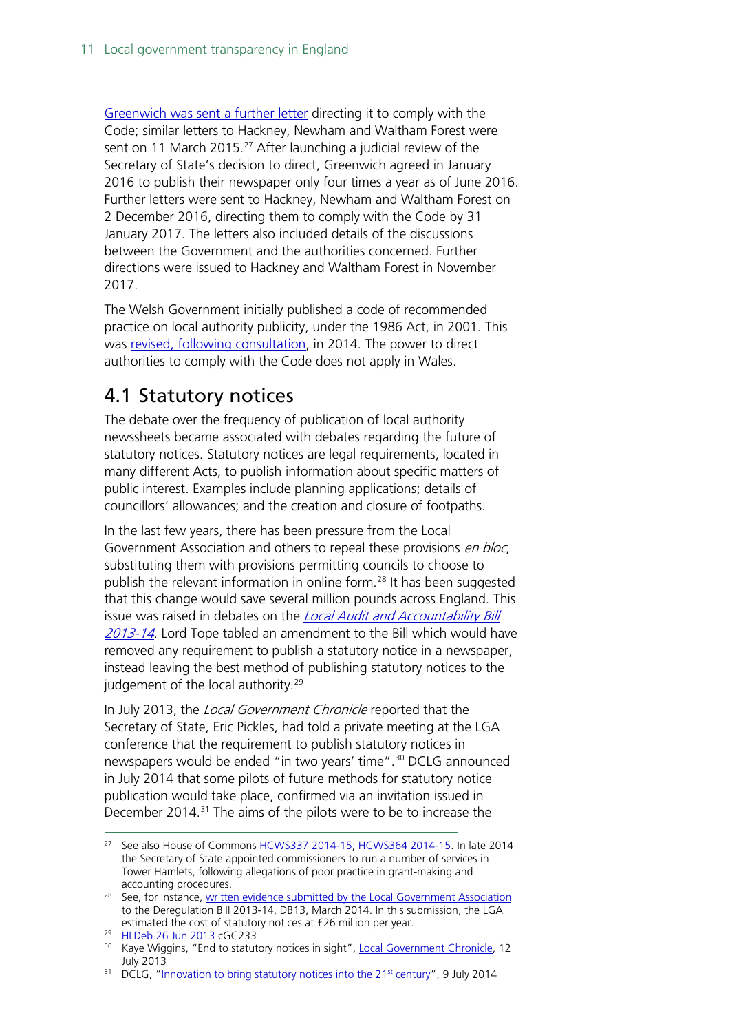Greenwich was sent a further letter directing it to comply with the Code; similar letters to Hackney, Newham and Waltham Forest were sent on 11 March 2015.[27] After launching a judicial review of the Secretary of State's decision to direct, Greenwich agreed in January 2016 to publish their newspaper only four times a year as of June 2016. Further letters were sent to Hackney, Newham and Waltham Forest on 2 December 2016, directing them to comply with the Code by 31 January 2017. The letters also included details of the discussions between the Government and the authorities concerned. Further directions were issued to Hackney and Waltham Forest in November 2017.

The Welsh Government initially published a code of recommended practice on local authority publicity, under the 1986 Act, in 2001. This was revised, following consultation, in 2014. The power to direct authorities to comply with the Code does not apply in Wales.

## 4.1 Statutory notices

The debate over the frequency of publication of local authority newssheets became associated with debates regarding the future of statutory notices. Statutory notices are legal requirements, located in many different Acts, to publish information about specific matters of public interest. Examples include planning applications; details of councillors' allowances; and the creation and closure of footpaths.

In the last few years, there has been pressure from the Local Government Association and others to repeal these provisions *en bloc*, substituting them with provisions permitting councils to choose to publish the relevant information in online form.[28] It has been suggested that this change would save several million pounds across England. This issue was raised in debates on the *Local Audit and Accountability Bill 2013-14*. Lord Tope tabled an amendment to the Bill which would have removed any requirement to publish a statutory notice in a newspaper, instead leaving the best method of publishing statutory notices to the judgement of the local authority.[29]

In July 2013, the *Local Government Chronicle* reported that the Secretary of State, Eric Pickles, had told a private meeting at the LGA conference that the requirement to publish statutory notices in newspapers would be ended "in two years' time".[30] DCLG announced in July 2014 that some pilots of future methods for statutory notice publication would take place, confirmed via an invitation issued in December 2014.[31] The aims of the pilots were to be to increase the

---

[27] See also House of Commons HCWS337 2014-15; HCWS364 2014-15. In late 2014 the Secretary of State appointed commissioners to run a number of services in Tower Hamlets, following allegations of poor practice in grant-making and accounting procedures.

[28] See, for instance, written evidence submitted by the Local Government Association to the Deregulation Bill 2013-14, DB13, March 2014. In this submission, the LGA estimated the cost of statutory notices at £26 million per year.

[29] HLDeb 26 Jun 2013 cGC233

[30] Kaye Wiggins, "End to statutory notices in sight", Local Government Chronicle, 12 July 2013

[31] DCLG, "Innovation to bring statutory notices into the 21st century", 9 July 2014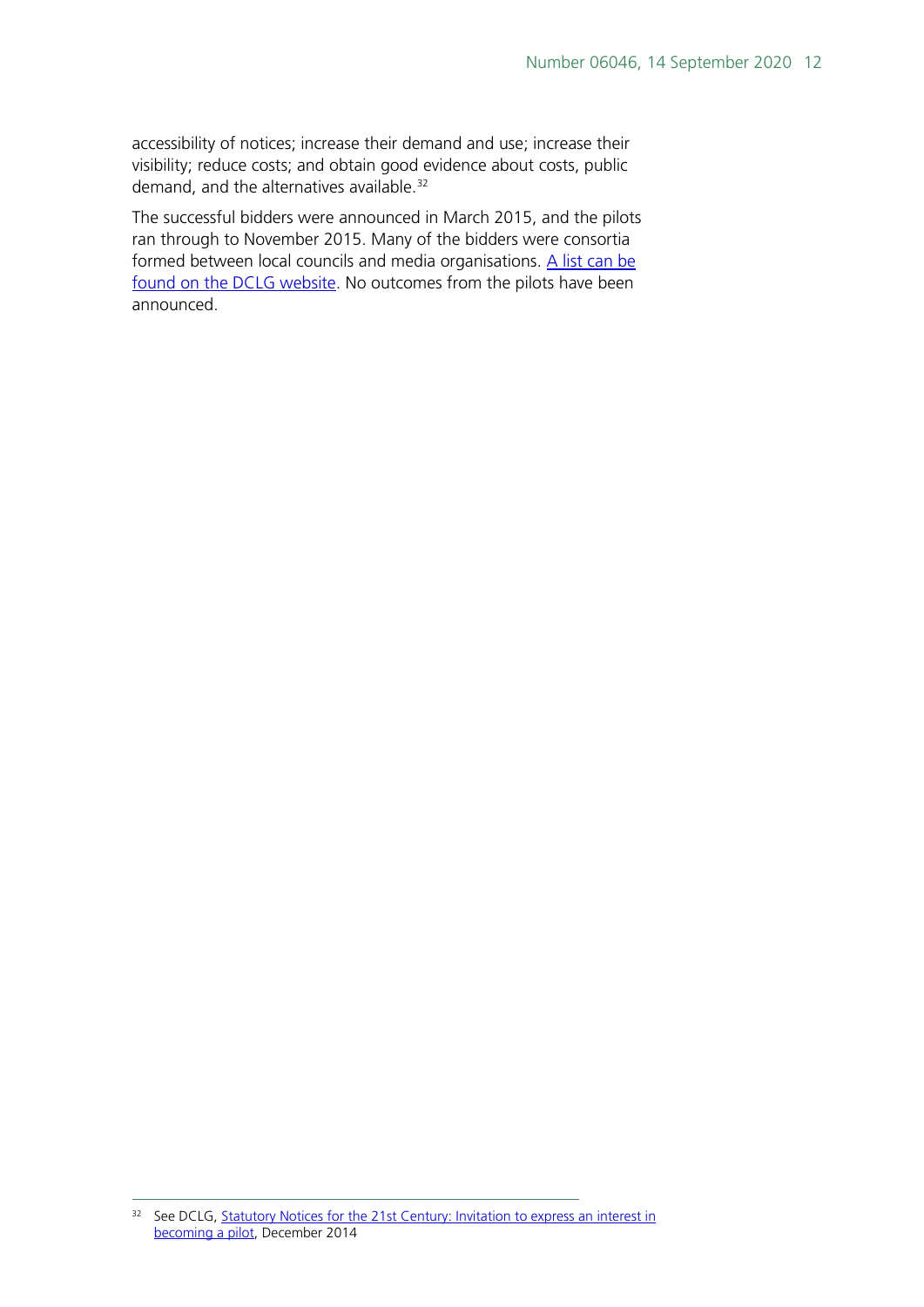accessibility of notices; increase their demand and use; increase their visibility; reduce costs; and obtain good evidence about costs, public demand, and the alternatives available.[32]

The successful bidders were announced in March 2015, and the pilots ran through to November 2015. Many of the bidders were consortia formed between local councils and media organisations. A list can be found on the DCLG website. No outcomes from the pilots have been announced.

---

[32] See DCLG, Statutory Notices for the 21st Century: Invitation to express an interest in becoming a pilot, December 2014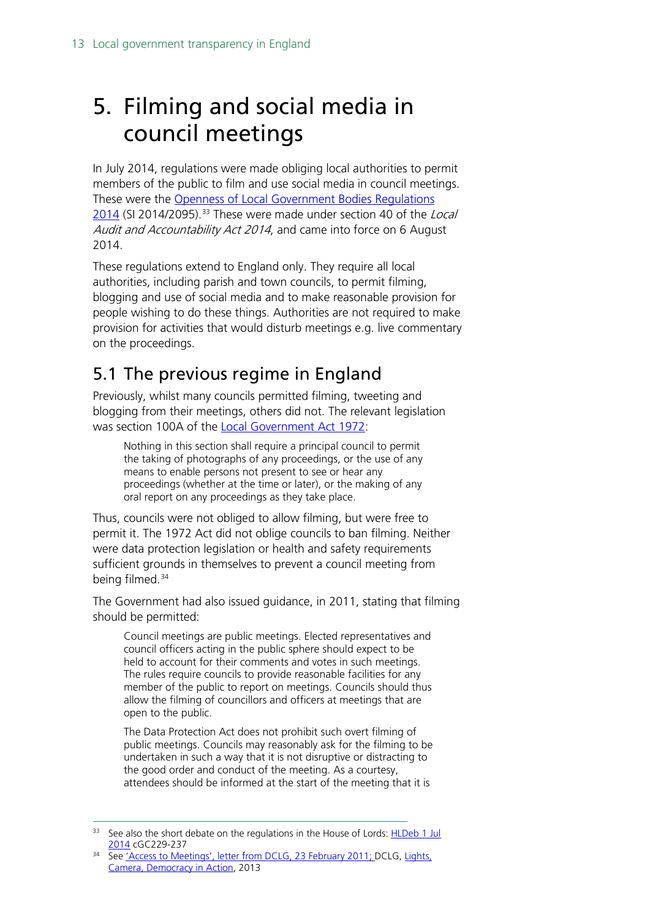# 5. Filming and social media in council meetings

In July 2014, regulations were made obliging local authorities to permit members of the public to film and use social media in council meetings. These were the Openness of Local Government Bodies Regulations 2014 (SI 2014/2095).[33] These were made under section 40 of the *Local Audit and Accountability Act 2014*, and came into force on 6 August 2014.

These regulations extend to England only. They require all local authorities, including parish and town councils, to permit filming, blogging and use of social media and to make reasonable provision for people wishing to do these things. Authorities are not required to make provision for activities that would disturb meetings e.g. live commentary on the proceedings.

## 5.1 The previous regime in England

Previously, whilst many councils permitted filming, tweeting and blogging from their meetings, others did not. The relevant legislation was section 100A of the Local Government Act 1972:

> Nothing in this section shall require a principal council to permit the taking of photographs of any proceedings, or the use of any means to enable persons not present to see or hear any proceedings (whether at the time or later), or the making of any oral report on any proceedings as they take place.

Thus, councils were not obliged to allow filming, but were free to permit it. The 1972 Act did not oblige councils to ban filming. Neither were data protection legislation or health and safety requirements sufficient grounds in themselves to prevent a council meeting from being filmed.[34]

The Government had also issued guidance, in 2011, stating that filming should be permitted:

> Council meetings are public meetings. Elected representatives and council officers acting in the public sphere should expect to be held to account for their comments and votes in such meetings. The rules require councils to provide reasonable facilities for any member of the public to report on meetings. Councils should thus allow the filming of councillors and officers at meetings that are open to the public.
>
> The Data Protection Act does not prohibit such overt filming of public meetings. Councils may reasonably ask for the filming to be undertaken in such a way that it is not disruptive or distracting to the good order and conduct of the meeting. As a courtesy, attendees should be informed at the start of the meeting that it is

---

[33] See also the short debate on the regulations in the House of Lords: HLDeb 1 Jul 2014 cGC229-237

[34] See 'Access to Meetings', letter from DCLG, 23 February 2011; DCLG, Lights, Camera, Democracy in Action, 2013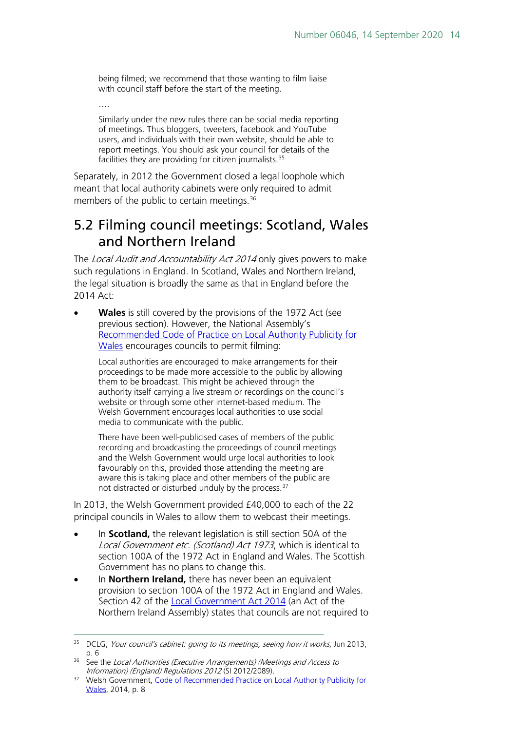> being filmed; we recommend that those wanting to film liaise with council staff before the start of the meeting.
>
> ….
>
> Similarly under the new rules there can be social media reporting of meetings. Thus bloggers, tweeters, facebook and YouTube users, and individuals with their own website, should be able to report meetings. You should ask your council for details of the facilities they are providing for citizen journalists.[35]

Separately, in 2012 the Government closed a legal loophole which meant that local authority cabinets were only required to admit members of the public to certain meetings.[36]

## 5.2 Filming council meetings: Scotland, Wales and Northern Ireland

The *Local Audit and Accountability Act 2014* only gives powers to make such regulations in England. In Scotland, Wales and Northern Ireland, the legal situation is broadly the same as that in England before the 2014 Act:

- **Wales** is still covered by the provisions of the 1972 Act (see previous section). However, the National Assembly's [Recommended Code of Practice on Local Authority Publicity for Wales](#) encourages councils to permit filming:

> Local authorities are encouraged to make arrangements for their proceedings to be made more accessible to the public by allowing them to be broadcast. This might be achieved through the authority itself carrying a live stream or recordings on the council's website or through some other internet-based medium. The Welsh Government encourages local authorities to use social media to communicate with the public.
>
> There have been well-publicised cases of members of the public recording and broadcasting the proceedings of council meetings and the Welsh Government would urge local authorities to look favourably on this, provided those attending the meeting are aware this is taking place and other members of the public are not distracted or disturbed unduly by the process.[37]

In 2013, the Welsh Government provided £40,000 to each of the 22 principal councils in Wales to allow them to webcast their meetings.

- In **Scotland,** the relevant legislation is still section 50A of the *Local Government etc. (Scotland) Act 1973*, which is identical to section 100A of the 1972 Act in England and Wales. The Scottish Government has no plans to change this.
- In **Northern Ireland,** there has never been an equivalent provision to section 100A of the 1972 Act in England and Wales. Section 42 of the [Local Government Act 2014](#) (an Act of the Northern Ireland Assembly) states that councils are not required to

---

[35] DCLG, *Your council's cabinet: going to its meetings, seeing how it works*, Jun 2013, p. 6

[36] See the *Local Authorities (Executive Arrangements) (Meetings and Access to Information) (England) Regulations 2012* (SI 2012/2089).

[37] Welsh Government, [Code of Recommended Practice on Local Authority Publicity for Wales](#), 2014, p. 8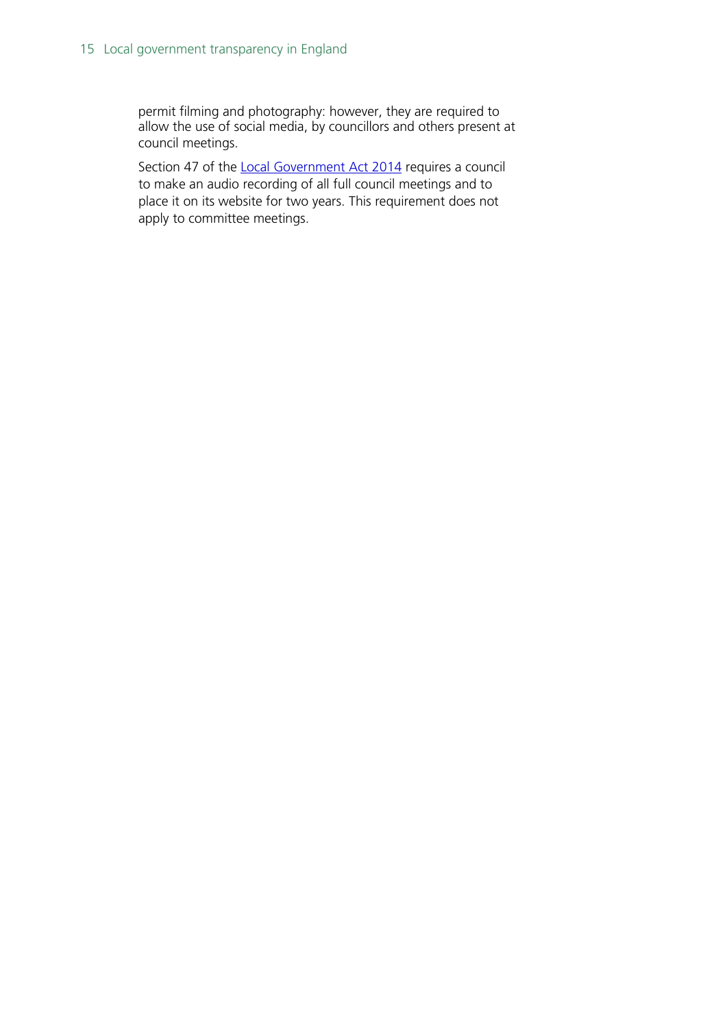permit filming and photography: however, they are required to allow the use of social media, by councillors and others present at council meetings.

Section 47 of the Local Government Act 2014 requires a council to make an audio recording of all full council meetings and to place it on its website for two years. This requirement does not apply to committee meetings.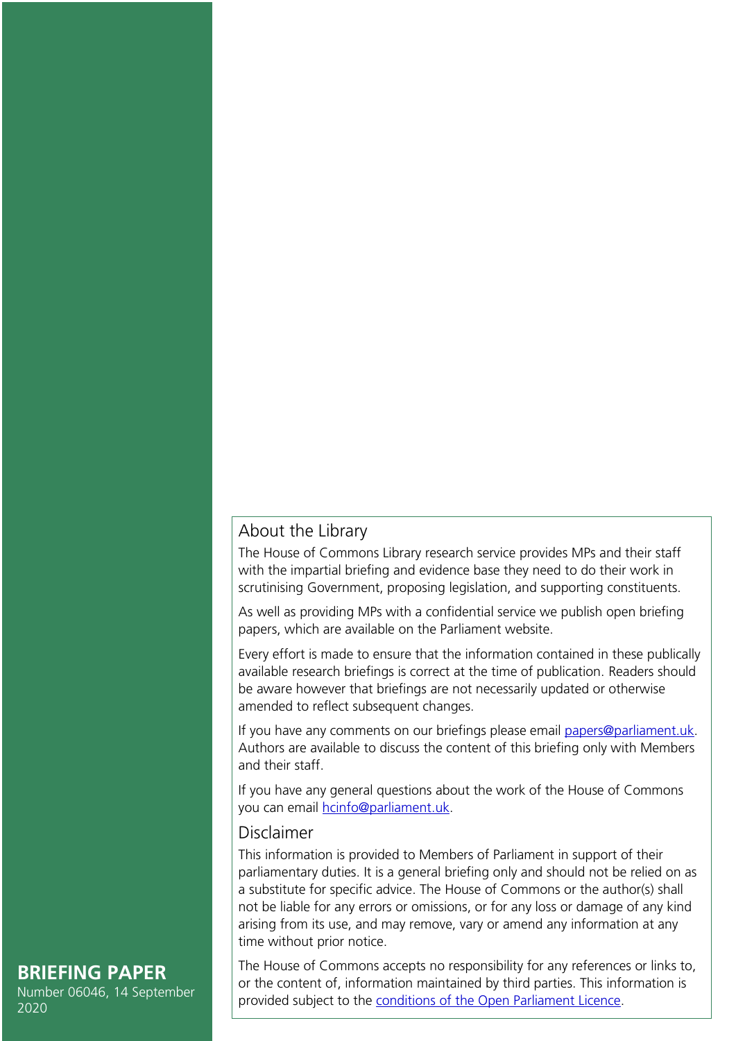## About the Library

The House of Commons Library research service provides MPs and their staff with the impartial briefing and evidence base they need to do their work in scrutinising Government, proposing legislation, and supporting constituents.

As well as providing MPs with a confidential service we publish open briefing papers, which are available on the Parliament website.

Every effort is made to ensure that the information contained in these publically available research briefings is correct at the time of publication. Readers should be aware however that briefings are not necessarily updated or otherwise amended to reflect subsequent changes.

If you have any comments on our briefings please email papers@parliament.uk. Authors are available to discuss the content of this briefing only with Members and their staff.

If you have any general questions about the work of the House of Commons you can email hcinfo@parliament.uk.

## Disclaimer

This information is provided to Members of Parliament in support of their parliamentary duties. It is a general briefing only and should not be relied on as a substitute for specific advice. The House of Commons or the author(s) shall not be liable for any errors or omissions, or for any loss or damage of any kind arising from its use, and may remove, vary or amend any information at any time without prior notice.

The House of Commons accepts no responsibility for any references or links to, or the content of, information maintained by third parties. This information is provided subject to the conditions of the Open Parliament Licence.

**BRIEFING PAPER**

Number 06046, 14 September 2020